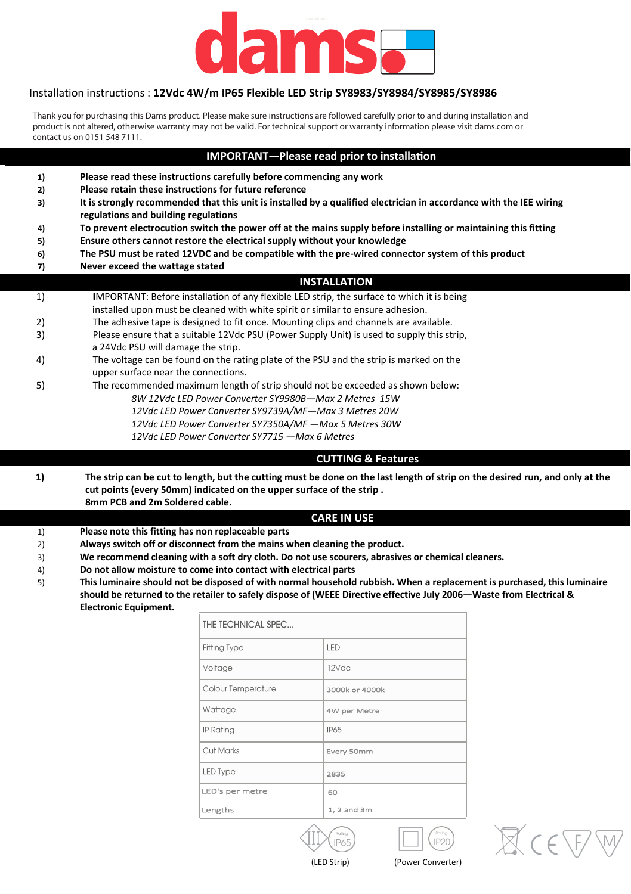# dams

Installation instructions : **12Vdc 4W/m IP65 Flexible LED Strip SY8983/SY8984/SY8985/SY8986**

Thank you for purchasing this Dams product. Please make sure instructions are followed carefully prior to and during installation and product is not altered, otherwise warranty may not be valid. For technical support or warranty information please visit dams.com or contact us on 0151 548 7111.

## IMPORTANT—Please read prior to installation

1) **Please read these instructions carefully before commencing any work**
2) **Please retain these instructions for future reference**
3) **It is strongly recommended that this unit is installed by a qualified electrician in accordance with the IEE wiring regulations and building regulations**
4) **To prevent electrocution switch the power off at the mains supply before installing or maintaining this fitting**
5) **Ensure others cannot restore the electrical supply without your knowledge**
6) **The PSU must be rated 12VDC and be compatible with the pre-wired connector system of this product**
7) **Never exceed the wattage stated**

## INSTALLATION

1) IMPORTANT: Before installation of any flexible LED strip, the surface to which it is being installed upon must be cleaned with white spirit or similar to ensure adhesion.
2) The adhesive tape is designed to fit once. Mounting clips and channels are available.
3) Please ensure that a suitable 12Vdc PSU (Power Supply Unit) is used to supply this strip, a 24Vdc PSU will damage the strip.
4) The voltage can be found on the rating plate of the PSU and the strip is marked on the upper surface near the connections.
5) The recommended maximum length of strip should not be exceeded as shown below:
   - *8W 12Vdc LED Power Converter SY9980B—Max 2 Metres 15W*
   - *12Vdc LED Power Converter SY9739A/MF—Max 3 Metres 20W*
   - *12Vdc LED Power Converter SY7350A/MF —Max 5 Metres 30W*
   - *12Vdc LED Power Converter SY7715 —Max 6 Metres*

## CUTTING & Features

1) **The strip can be cut to length, but the cutting must be done on the last length of strip on the desired run, and only at the cut points (every 50mm) indicated on the upper surface of the strip .**
   **8mm PCB and 2m Soldered cable.**

## CARE IN USE

1) **Please note this fitting has non replaceable parts**
2) **Always switch off or disconnect from the mains when cleaning the product.**
3) **We recommend cleaning with a soft dry cloth. Do not use scourers, abrasives or chemical cleaners.**
4) **Do not allow moisture to come into contact with electrical parts**
5) **This luminaire should not be disposed of with normal household rubbish. When a replacement is purchased, this luminaire should be returned to the retailer to safely dispose of (WEEE Directive effective July 2006—Waste from Electrical & Electronic Equipment.**

| THE TECHNICAL SPEC... | |
|---|---|
| Fitting Type | LED |
| Voltage | 12Vdc |
| Colour Temperature | 3000k or 4000k |
| Wattage | 4W per Metre |
| IP Rating | IP65 |
| Cut Marks | Every 50mm |
| LED Type | 2835 |
| LED's per metre | 60 |
| Lengths | 1, 2 and 3m |

IP65 (LED Strip) IP20 (Power Converter)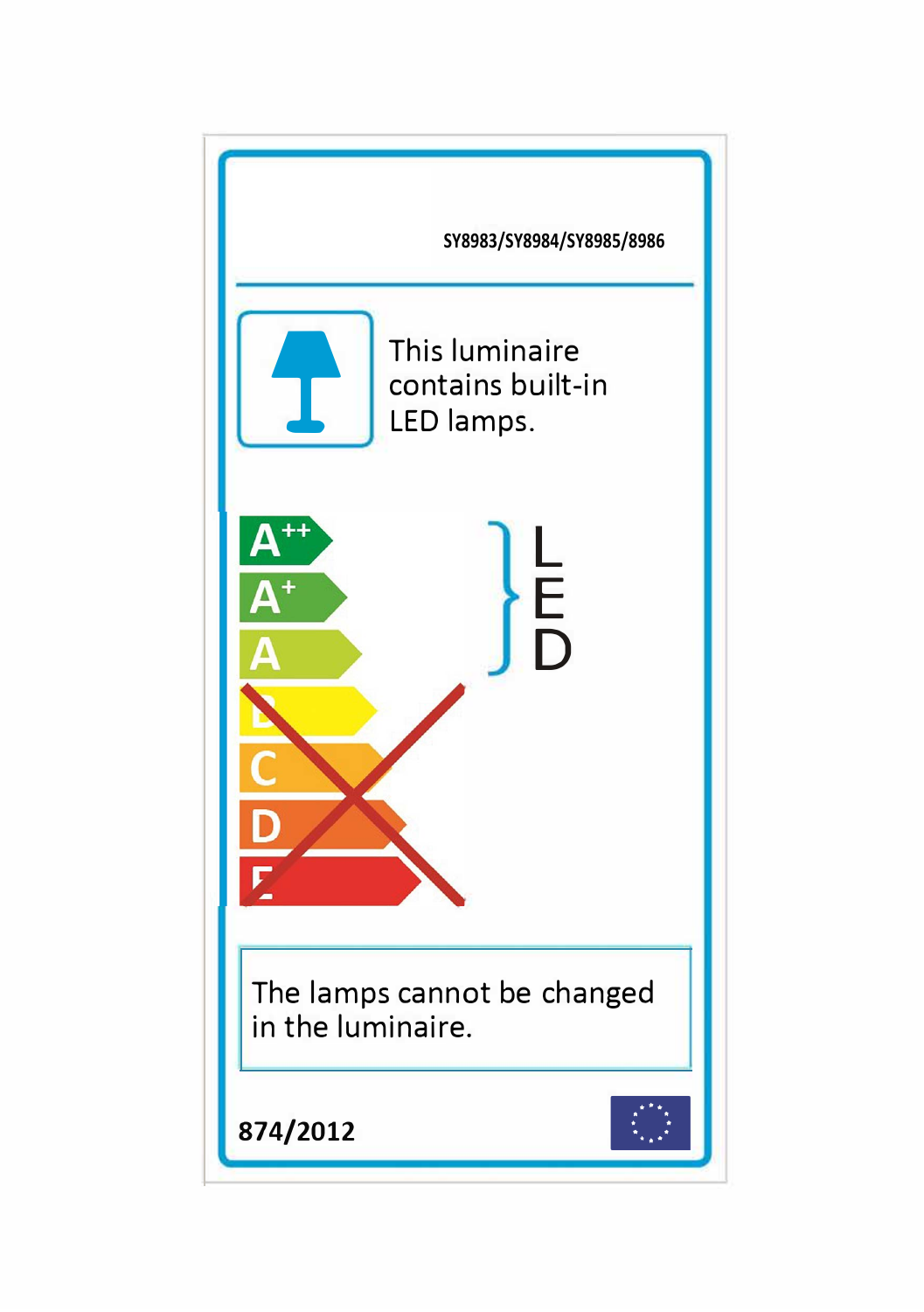SY8983/SY8984/SY8985/8986

This luminaire contains built-in LED lamps.

A++
A+
A
B
C
D
E

LED

The lamps cannot be changed in the luminaire.

874/2012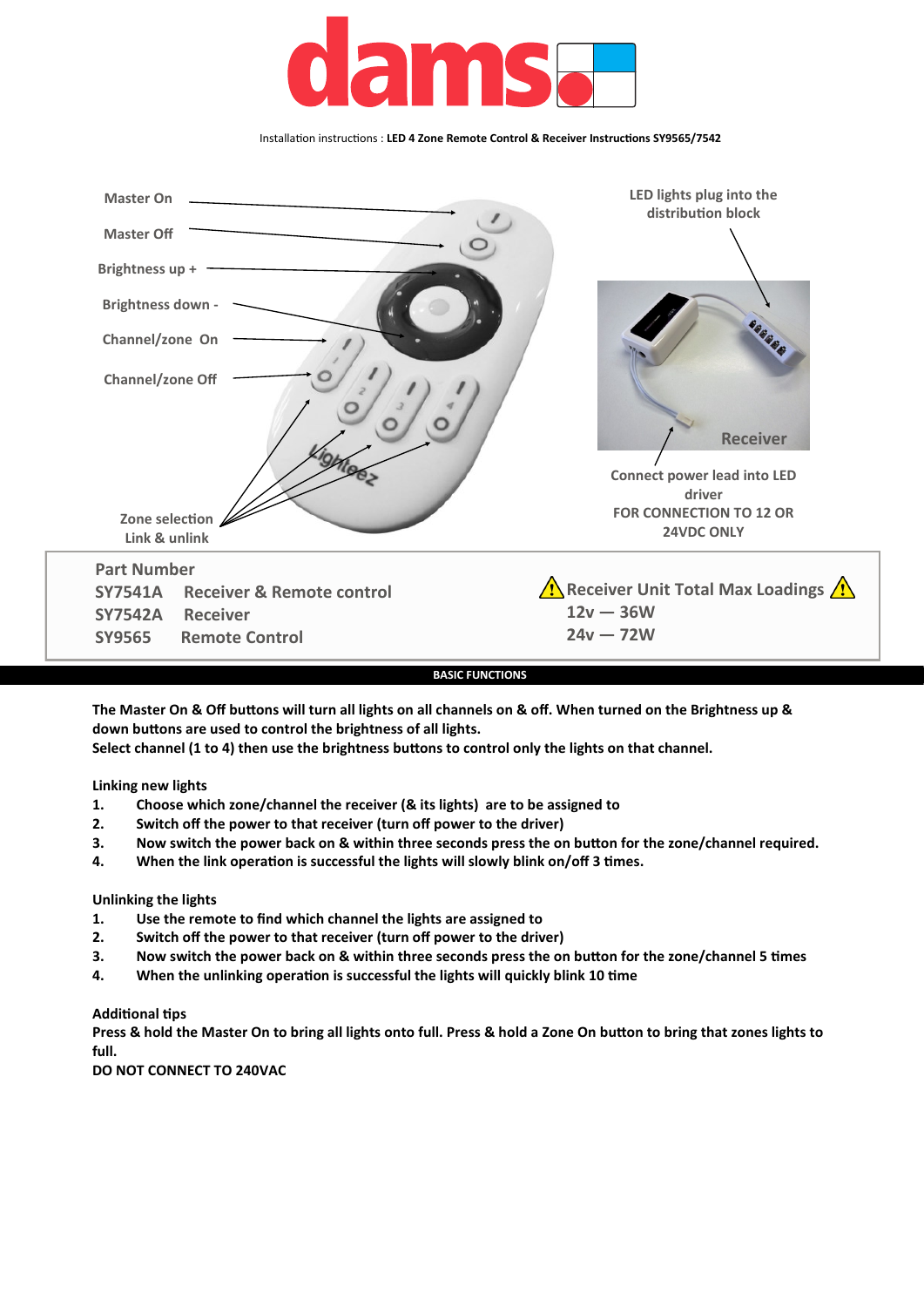# dams

Installation instructions : **LED 4 Zone Remote Control & Receiver Instructions SY9565/7542**

Master On

Master Off

Brightness up +

Brightness down -

Channel/zone On

Channel/zone Off

Zone selection
Link & unlink

LED lights plug into the distribution block

Receiver

Connect power lead into LED driver
FOR CONNECTION TO 12 OR 24VDC ONLY

| Part Number | |
|---|---|
| SY7541A | Receiver & Remote control |
| SY7542A | Receiver |
| SY9565 | Remote Control |

⚠ Receiver Unit Total Max Loadings ⚠

12v — 36W

24v — 72W

## BASIC FUNCTIONS

**The Master On & Off buttons will turn all lights on all channels on & off. When turned on the Brightness up & down buttons are used to control the brightness of all lights.**
**Select channel (1 to 4) then use the brightness buttons to control only the lights on that channel.**

### Linking new lights

1. **Choose which zone/channel the receiver (& its lights) are to be assigned to**
2. **Switch off the power to that receiver (turn off power to the driver)**
3. **Now switch the power back on & within three seconds press the on button for the zone/channel required.**
4. **When the link operation is successful the lights will slowly blink on/off 3 times.**

### Unlinking the lights

1. **Use the remote to find which channel the lights are assigned to**
2. **Switch off the power to that receiver (turn off power to the driver)**
3. **Now switch the power back on & within three seconds press the on button for the zone/channel 5 times**
4. **When the unlinking operation is successful the lights will quickly blink 10 time**

### Additional tips

**Press & hold the Master On to bring all lights onto full. Press & hold a Zone On button to bring that zones lights to full.**
**DO NOT CONNECT TO 240VAC**